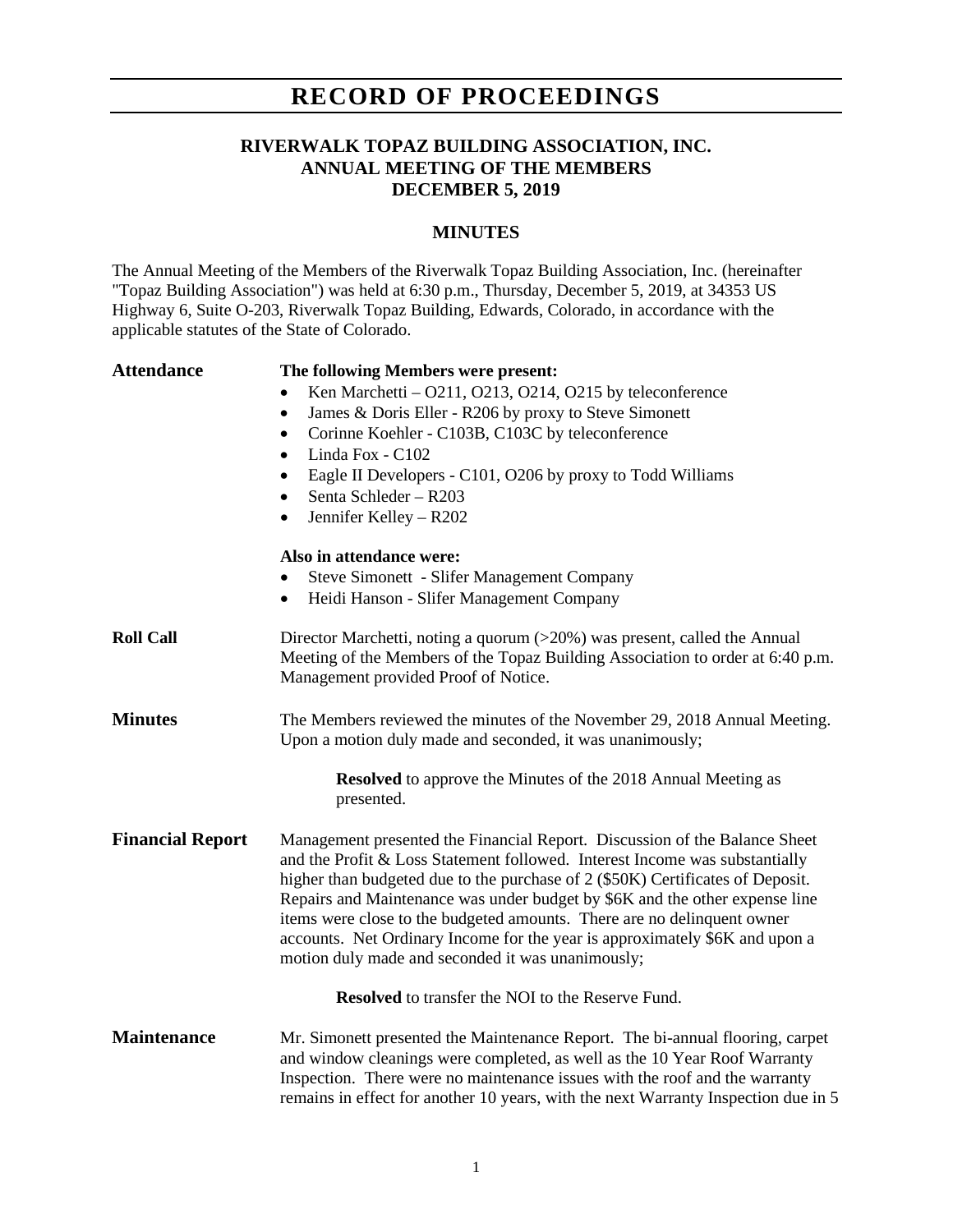# RECORD OF PROCEEDINGS

## RIVERWALK TOPAZ BUILDING ASSOCIATION, INC.
## ANNUAL MEETING OF THE MEMBERS
## DECEMBER 5, 2019

### MINUTES

The Annual Meeting of the Members of the Riverwalk Topaz Building Association, Inc. (hereinafter "Topaz Building Association") was held at 6:30 p.m., Thursday, December 5, 2019, at 34353 US Highway 6, Suite O-203, Riverwalk Topaz Building, Edwards, Colorado, in accordance with the applicable statutes of the State of Colorado.

**Attendance**

**The following Members were present:**

- Ken Marchetti – O211, O213, O214, O215 by teleconference
- James & Doris Eller - R206 by proxy to Steve Simonett
- Corinne Koehler - C103B, C103C by teleconference
- Linda Fox - C102
- Eagle II Developers - C101, O206 by proxy to Todd Williams
- Senta Schleder – R203
- Jennifer Kelley – R202

**Also in attendance were:**

- Steve Simonett - Slifer Management Company
- Heidi Hanson - Slifer Management Company

**Roll Call**

Director Marchetti, noting a quorum (>20%) was present, called the Annual Meeting of the Members of the Topaz Building Association to order at 6:40 p.m. Management provided Proof of Notice.

**Minutes**

The Members reviewed the minutes of the November 29, 2018 Annual Meeting. Upon a motion duly made and seconded, it was unanimously;

**Resolved** to approve the Minutes of the 2018 Annual Meeting as presented.

**Financial Report**

Management presented the Financial Report. Discussion of the Balance Sheet and the Profit & Loss Statement followed. Interest Income was substantially higher than budgeted due to the purchase of 2 ($50K) Certificates of Deposit. Repairs and Maintenance was under budget by $6K and the other expense line items were close to the budgeted amounts. There are no delinquent owner accounts. Net Ordinary Income for the year is approximately $6K and upon a motion duly made and seconded it was unanimously;

**Resolved** to transfer the NOI to the Reserve Fund.

**Maintenance**

Mr. Simonett presented the Maintenance Report. The bi-annual flooring, carpet and window cleanings were completed, as well as the 10 Year Roof Warranty Inspection. There were no maintenance issues with the roof and the warranty remains in effect for another 10 years, with the next Warranty Inspection due in 5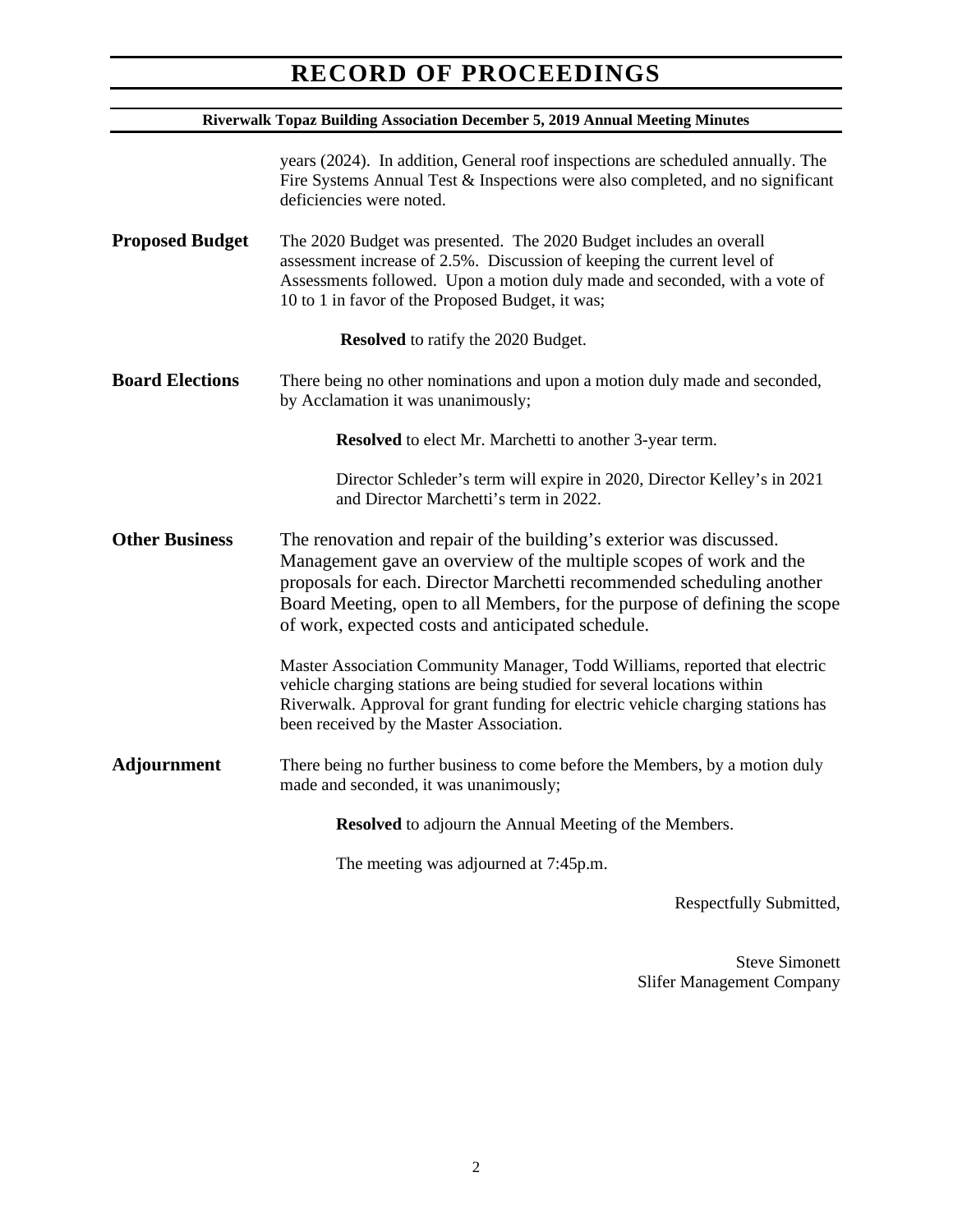years (2024). In addition, General roof inspections are scheduled annually. The Fire Systems Annual Test & Inspections were also completed, and no significant deficiencies were noted.

**Proposed Budget**

The 2020 Budget was presented. The 2020 Budget includes an overall assessment increase of 2.5%. Discussion of keeping the current level of Assessments followed. Upon a motion duly made and seconded, with a vote of 10 to 1 in favor of the Proposed Budget, it was;

**Resolved** to ratify the 2020 Budget.

**Board Elections**

There being no other nominations and upon a motion duly made and seconded, by Acclamation it was unanimously;

**Resolved** to elect Mr. Marchetti to another 3-year term.

Director Schleder's term will expire in 2020, Director Kelley's in 2021 and Director Marchetti's term in 2022.

**Other Business**

The renovation and repair of the building's exterior was discussed. Management gave an overview of the multiple scopes of work and the proposals for each. Director Marchetti recommended scheduling another Board Meeting, open to all Members, for the purpose of defining the scope of work, expected costs and anticipated schedule.

Master Association Community Manager, Todd Williams, reported that electric vehicle charging stations are being studied for several locations within Riverwalk. Approval for grant funding for electric vehicle charging stations has been received by the Master Association.

**Adjournment**

There being no further business to come before the Members, by a motion duly made and seconded, it was unanimously;

**Resolved** to adjourn the Annual Meeting of the Members.

The meeting was adjourned at 7:45p.m.

Respectfully Submitted,

Steve Simonett
Slifer Management Company